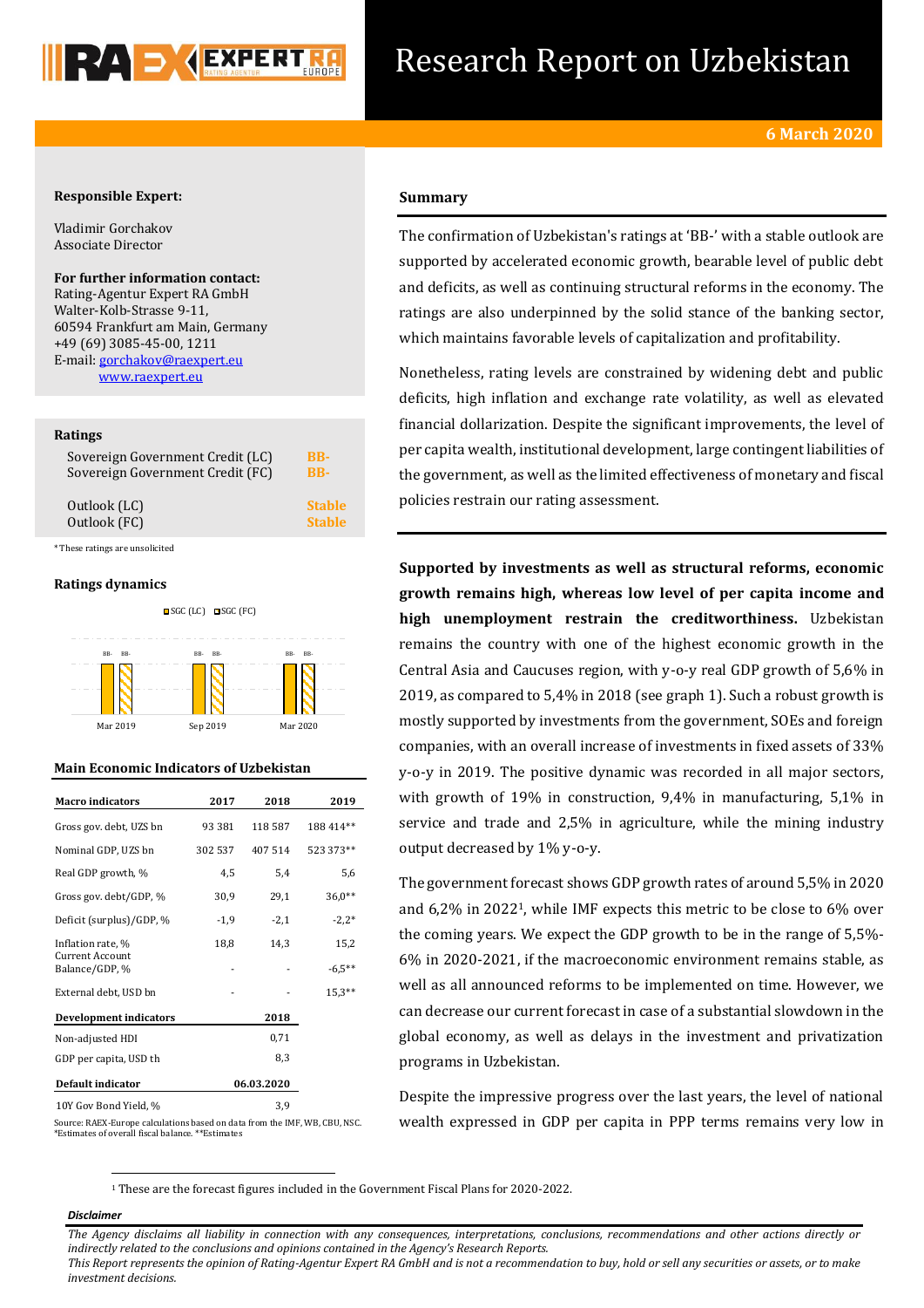# Research Report on Uzbekistan

**6 March 2020**

**Responsible Expert:**

Vladimir Gorchakov
Associate Director

**For further information contact:**
Rating-Agentur Expert RA GmbH
Walter-Kolb-Strasse 9-11,
60594 Frankfurt am Main, Germany
+49 (69) 3085-45-00, 1211
E-mail: gorchakov@raexpert.eu
www.raexpert.eu

**Ratings**

| | |
|---|---|
| Sovereign Government Credit (LC) | BB- |
| Sovereign Government Credit (FC) | BB- |
| Outlook (LC) | Stable |
| Outlook (FC) | Stable |

*These ratings are unsolicited

**Ratings dynamics**

| | Mar 2019 | Sep 2019 | Mar 2020 |
|---|---|---|---|
| SGC (LC) | BB- | BB- | BB- |
| SGC (FC) | BB- | BB- | BB- |

**Main Economic Indicators of Uzbekistan**

| Macro indicators | 2017 | 2018 | 2019 |
|---|---|---|---|
| Gross gov. debt, UZS bn | 93 381 | 118 587 | 188 414** |
| Nominal GDP, UZS bn | 302 537 | 407 514 | 523 373** |
| Real GDP growth, % | 4,5 | 5,4 | 5,6 |
| Gross gov. debt/GDP, % | 30,9 | 29,1 | 36,0** |
| Deficit (surplus)/GDP, % | -1,9 | -2,1 | -2,2* |
| Inflation rate, % | 18,8 | 14,3 | 15,2 |
| Current Account Balance/GDP, % | - | - | -6,5** |
| External debt, USD bn | - | - | 15,3** |

| Development indicators | 2018 |
|---|---|
| Non-adjusted HDI | 0,71 |
| GDP per capita, USD th | 8,3 |

| Default indicator | 06.03.2020 |
|---|---|
| 10Y Gov Bond Yield, % | 3,9 |

Source: RAEX-Europe calculations based on data from the IMF, WB, CBU, NSC.
*Estimates of overall fiscal balance. **Estimates

## Summary

The confirmation of Uzbekistan's ratings at 'BB-' with a stable outlook are supported by accelerated economic growth, bearable level of public debt and deficits, as well as continuing structural reforms in the economy. The ratings are also underpinned by the solid stance of the banking sector, which maintains favorable levels of capitalization and profitability.

Nonetheless, rating levels are constrained by widening debt and public deficits, high inflation and exchange rate volatility, as well as elevated financial dollarization. Despite the significant improvements, the level of per capita wealth, institutional development, large contingent liabilities of the government, as well as the limited effectiveness of monetary and fiscal policies restrain our rating assessment.

**Supported by investments as well as structural reforms, economic growth remains high, whereas low level of per capita income and high unemployment restrain the creditworthiness.** Uzbekistan remains the country with one of the highest economic growth in the Central Asia and Caucuses region, with y-o-y real GDP growth of 5,6% in 2019, as compared to 5,4% in 2018 (see graph 1). Such a robust growth is mostly supported by investments from the government, SOEs and foreign companies, with an overall increase of investments in fixed assets of 33% y-o-y in 2019. The positive dynamic was recorded in all major sectors, with growth of 19% in construction, 9,4% in manufacturing, 5,1% in service and trade and 2,5% in agriculture, while the mining industry output decreased by 1% y-o-y.

The government forecast shows GDP growth rates of around 5,5% in 2020 and 6,2% in 2022[1], while IMF expects this metric to be close to 6% over the coming years. We expect the GDP growth to be in the range of 5,5%-6% in 2020-2021, if the macroeconomic environment remains stable, as well as all announced reforms to be implemented on time. However, we can decrease our current forecast in case of a substantial slowdown in the global economy, as well as delays in the investment and privatization programs in Uzbekistan.

Despite the impressive progress over the last years, the level of national wealth expressed in GDP per capita in PPP terms remains very low in

[1] These are the forecast figures included in the Government Fiscal Plans for 2020-2022.

***Disclaimer***

*The Agency disclaims all liability in connection with any consequences, interpretations, conclusions, recommendations and other actions directly or indirectly related to the conclusions and opinions contained in the Agency's Research Reports.*
*This Report represents the opinion of Rating-Agentur Expert RA GmbH and is not a recommendation to buy, hold or sell any securities or assets, or to make investment decisions.*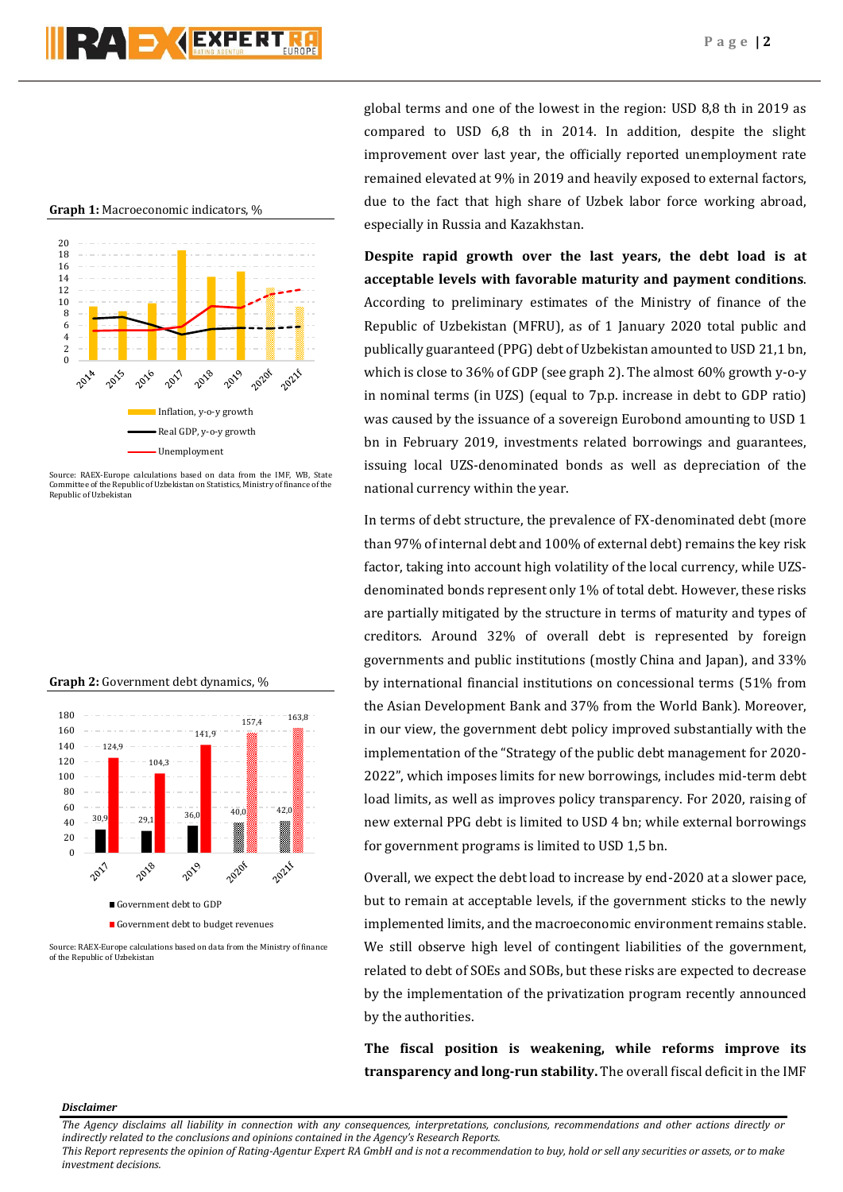global terms and one of the lowest in the region: USD 8,8 th in 2019 as compared to USD 6,8 th in 2014. In addition, despite the slight improvement over last year, the officially reported unemployment rate remained elevated at 9% in 2019 and heavily exposed to external factors, due to the fact that high share of Uzbek labor force working abroad, especially in Russia and Kazakhstan.

**Graph 1:** Macroeconomic indicators, %

Source: RAEX-Europe calculations based on data from the IMF, WB, State Committee of the Republic of Uzbekistan on Statistics, Ministry of finance of the Republic of Uzbekistan

**Despite rapid growth over the last years, the debt load is at acceptable levels with favorable maturity and payment conditions**. According to preliminary estimates of the Ministry of finance of the Republic of Uzbekistan (MFRU), as of 1 January 2020 total public and publically guaranteed (PPG) debt of Uzbekistan amounted to USD 21,1 bn, which is close to 36% of GDP (see graph 2). The almost 60% growth y-o-y in nominal terms (in UZS) (equal to 7p.p. increase in debt to GDP ratio) was caused by the issuance of a sovereign Eurobond amounting to USD 1 bn in February 2019, investments related borrowings and guarantees, issuing local UZS-denominated bonds as well as depreciation of the national currency within the year.

In terms of debt structure, the prevalence of FX-denominated debt (more than 97% of internal debt and 100% of external debt) remains the key risk factor, taking into account high volatility of the local currency, while UZS-denominated bonds represent only 1% of total debt. However, these risks are partially mitigated by the structure in terms of maturity and types of creditors. Around 32% of overall debt is represented by foreign governments and public institutions (mostly China and Japan), and 33% by international financial institutions on concessional terms (51% from the Asian Development Bank and 37% from the World Bank). Moreover, in our view, the government debt policy improved substantially with the implementation of the "Strategy of the public debt management for 2020-2022", which imposes limits for new borrowings, includes mid-term debt load limits, as well as improves policy transparency. For 2020, raising of new external PPG debt is limited to USD 4 bn; while external borrowings for government programs is limited to USD 1,5 bn.

**Graph 2:** Government debt dynamics, %

| | 2017 | 2018 | 2019 | 2020f | 2021f |
|---|---|---|---|---|---|
| Government debt to GDP | 30,9 | 29,1 | 36,0 | 40,0 | 42,0 |
| Government debt to budget revenues | 124,9 | 104,3 | 141,9 | 157,4 | 163,8 |

Source: RAEX-Europe calculations based on data from the Ministry of finance of the Republic of Uzbekistan

Overall, we expect the debt load to increase by end-2020 at a slower pace, but to remain at acceptable levels, if the government sticks to the newly implemented limits, and the macroeconomic environment remains stable. We still observe high level of contingent liabilities of the government, related to debt of SOEs and SOBs, but these risks are expected to decrease by the implementation of the privatization program recently announced by the authorities.

**The fiscal position is weakening, while reforms improve its transparency and long-run stability.** The overall fiscal deficit in the IMF

*Disclaimer*

*The Agency disclaims all liability in connection with any consequences, interpretations, conclusions, recommendations and other actions directly or indirectly related to the conclusions and opinions contained in the Agency's Research Reports.*
*This Report represents the opinion of Rating-Agentur Expert RA GmbH and is not a recommendation to buy, hold or sell any securities or assets, or to make investment decisions.*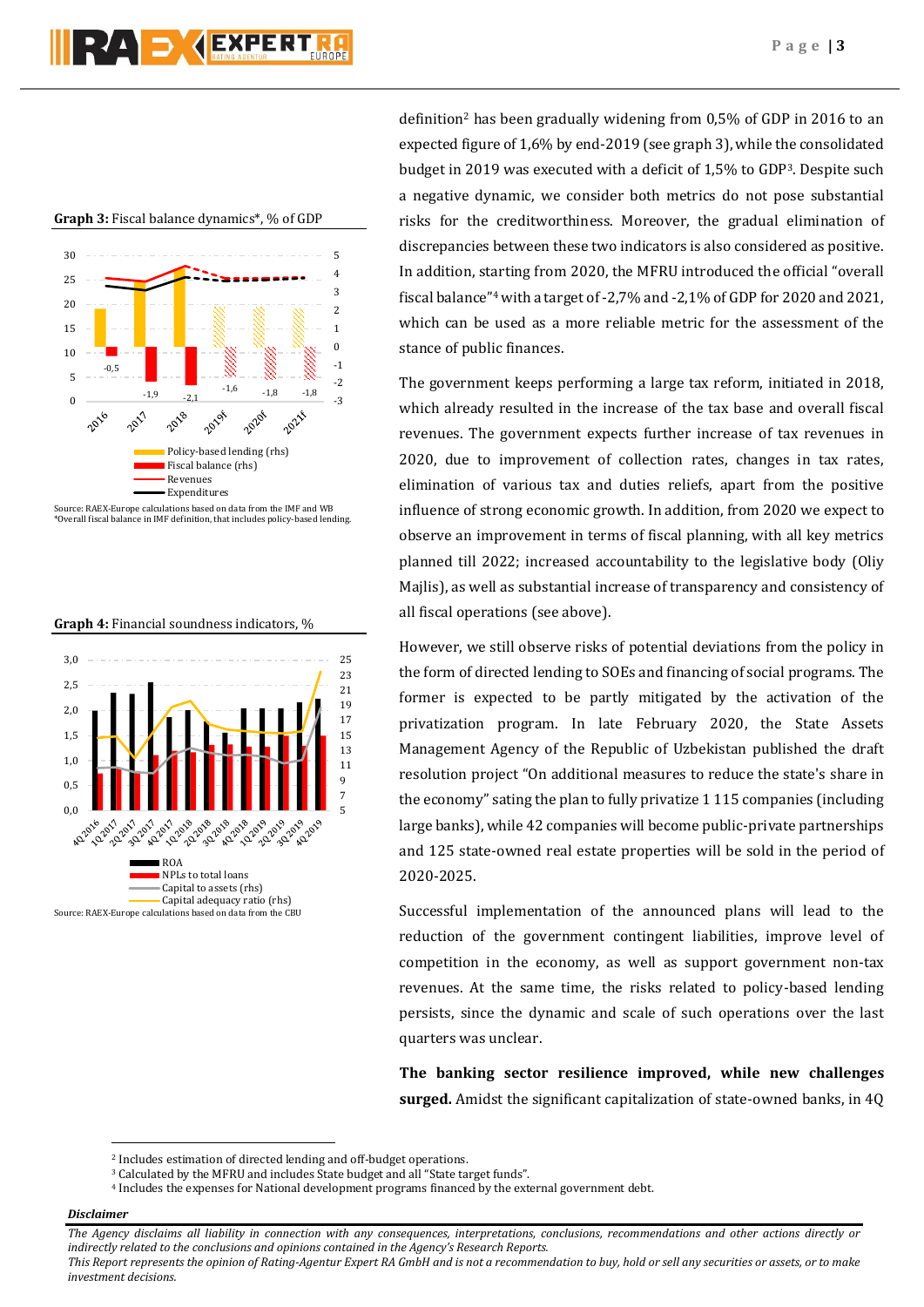**Graph 3:** Fiscal balance dynamics*, % of GDP

Source: RAEX-Europe calculations based on data from the IMF and WB
*Overall fiscal balance in IMF definition, that includes policy-based lending.

**Graph 4:** Financial soundness indicators, %

Source: RAEX-Europe calculations based on data from the CBU

definition[2] has been gradually widening from 0,5% of GDP in 2016 to an expected figure of 1,6% by end-2019 (see graph 3), while the consolidated budget in 2019 was executed with a deficit of 1,5% to GDP[3]. Despite such a negative dynamic, we consider both metrics do not pose substantial risks for the creditworthiness. Moreover, the gradual elimination of discrepancies between these two indicators is also considered as positive. In addition, starting from 2020, the MFRU introduced the official "overall fiscal balance"[4] with a target of -2,7% and -2,1% of GDP for 2020 and 2021, which can be used as a more reliable metric for the assessment of the stance of public finances.

The government keeps performing a large tax reform, initiated in 2018, which already resulted in the increase of the tax base and overall fiscal revenues. The government expects further increase of tax revenues in 2020, due to improvement of collection rates, changes in tax rates, elimination of various tax and duties reliefs, apart from the positive influence of strong economic growth. In addition, from 2020 we expect to observe an improvement in terms of fiscal planning, with all key metrics planned till 2022; increased accountability to the legislative body (Oliy Majlis), as well as substantial increase of transparency and consistency of all fiscal operations (see above).

However, we still observe risks of potential deviations from the policy in the form of directed lending to SOEs and financing of social programs. The former is expected to be partly mitigated by the activation of the privatization program. In late February 2020, the State Assets Management Agency of the Republic of Uzbekistan published the draft resolution project "On additional measures to reduce the state's share in the economy" sating the plan to fully privatize 1 115 companies (including large banks), while 42 companies will become public-private partnerships and 125 state-owned real estate properties will be sold in the period of 2020-2025.

Successful implementation of the announced plans will lead to the reduction of the government contingent liabilities, improve level of competition in the economy, as well as support government non-tax revenues. At the same time, the risks related to policy-based lending persists, since the dynamic and scale of such operations over the last quarters was unclear.

**The banking sector resilience improved, while new challenges surged.** Amidst the significant capitalization of state-owned banks, in 4Q

---

[2] Includes estimation of directed lending and off-budget operations.
[3] Calculated by the MFRU and includes State budget and all "State target funds".
[4] Includes the expenses for National development programs financed by the external government debt.

***Disclaimer***

*The Agency disclaims all liability in connection with any consequences, interpretations, conclusions, recommendations and other actions directly or indirectly related to the conclusions and opinions contained in the Agency's Research Reports.*
*This Report represents the opinion of Rating-Agentur Expert RA GmbH and is not a recommendation to buy, hold or sell any securities or assets, or to make investment decisions.*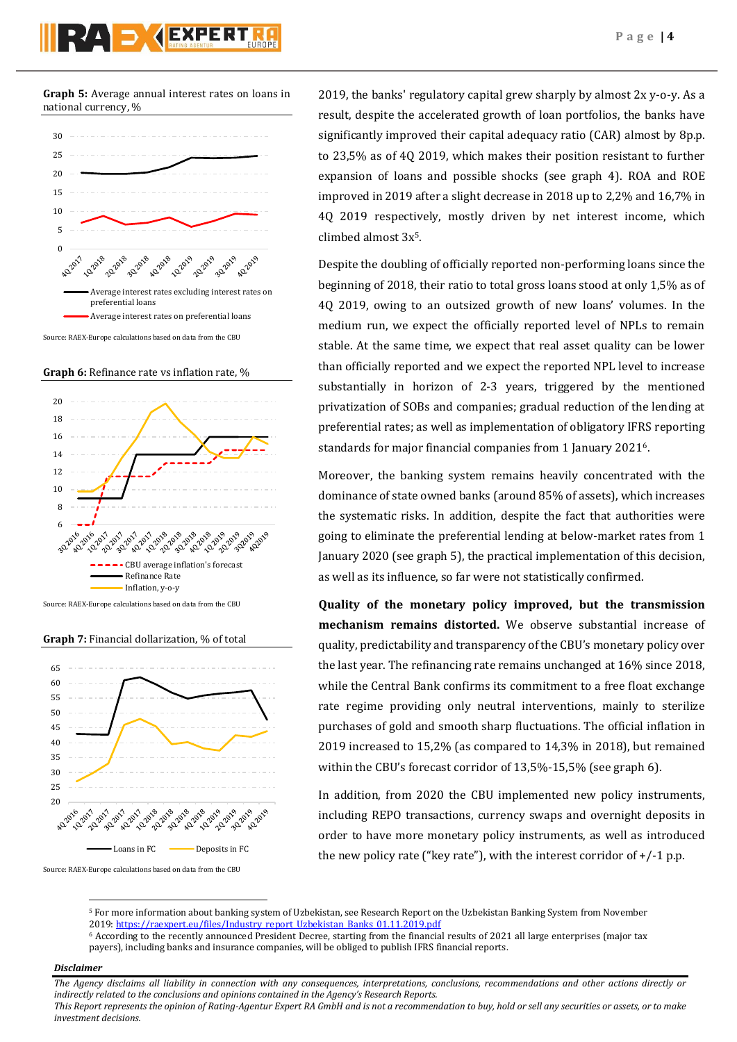**Graph 5:** Average annual interest rates on loans in national currency, %

Source: RAEX-Europe calculations based on data from the CBU

**Graph 6:** Refinance rate vs inflation rate, %

Source: RAEX-Europe calculations based on data from the CBU

**Graph 7:** Financial dollarization, % of total

Source: RAEX-Europe calculations based on data from the CBU

2019, the banks' regulatory capital grew sharply by almost 2x y-o-y. As a result, despite the accelerated growth of loan portfolios, the banks have significantly improved their capital adequacy ratio (CAR) almost by 8p.p. to 23,5% as of 4Q 2019, which makes their position resistant to further expansion of loans and possible shocks (see graph 4). ROA and ROE improved in 2019 after a slight decrease in 2018 up to 2,2% and 16,7% in 4Q 2019 respectively, mostly driven by net interest income, which climbed almost 3x[5].

Despite the doubling of officially reported non-performing loans since the beginning of 2018, their ratio to total gross loans stood at only 1,5% as of 4Q 2019, owing to an outsized growth of new loans' volumes. In the medium run, we expect the officially reported level of NPLs to remain stable. At the same time, we expect that real asset quality can be lower than officially reported and we expect the reported NPL level to increase substantially in horizon of 2-3 years, triggered by the mentioned privatization of SOBs and companies; gradual reduction of the lending at preferential rates; as well as implementation of obligatory IFRS reporting standards for major financial companies from 1 January 2021[6].

Moreover, the banking system remains heavily concentrated with the dominance of state owned banks (around 85% of assets), which increases the systematic risks. In addition, despite the fact that authorities were going to eliminate the preferential lending at below-market rates from 1 January 2020 (see graph 5), the practical implementation of this decision, as well as its influence, so far were not statistically confirmed.

**Quality of the monetary policy improved, but the transmission mechanism remains distorted.** We observe substantial increase of quality, predictability and transparency of the CBU's monetary policy over the last year. The refinancing rate remains unchanged at 16% since 2018, while the Central Bank confirms its commitment to a free float exchange rate regime providing only neutral interventions, mainly to sterilize purchases of gold and smooth sharp fluctuations. The official inflation in 2019 increased to 15,2% (as compared to 14,3% in 2018), but remained within the CBU's forecast corridor of 13,5%-15,5% (see graph 6).

In addition, from 2020 the CBU implemented new policy instruments, including REPO transactions, currency swaps and overnight deposits in order to have more monetary policy instruments, as well as introduced the new policy rate ("key rate"), with the interest corridor of +/-1 p.p.

[5] For more information about banking system of Uzbekistan, see Research Report on the Uzbekistan Banking System from November 2019: https://raexpert.eu/files/Industry_report_Uzbekistan_Banks_01.11.2019.pdf

[6] According to the recently announced President Decree, starting from the financial results of 2021 all large enterprises (major tax payers), including banks and insurance companies, will be obliged to publish IFRS financial reports.

***Disclaimer***

*The Agency disclaims all liability in connection with any consequences, interpretations, conclusions, recommendations and other actions directly or indirectly related to the conclusions and opinions contained in the Agency's Research Reports.*
*This Report represents the opinion of Rating-Agentur Expert RA GmbH and is not a recommendation to buy, hold or sell any securities or assets, or to make investment decisions.*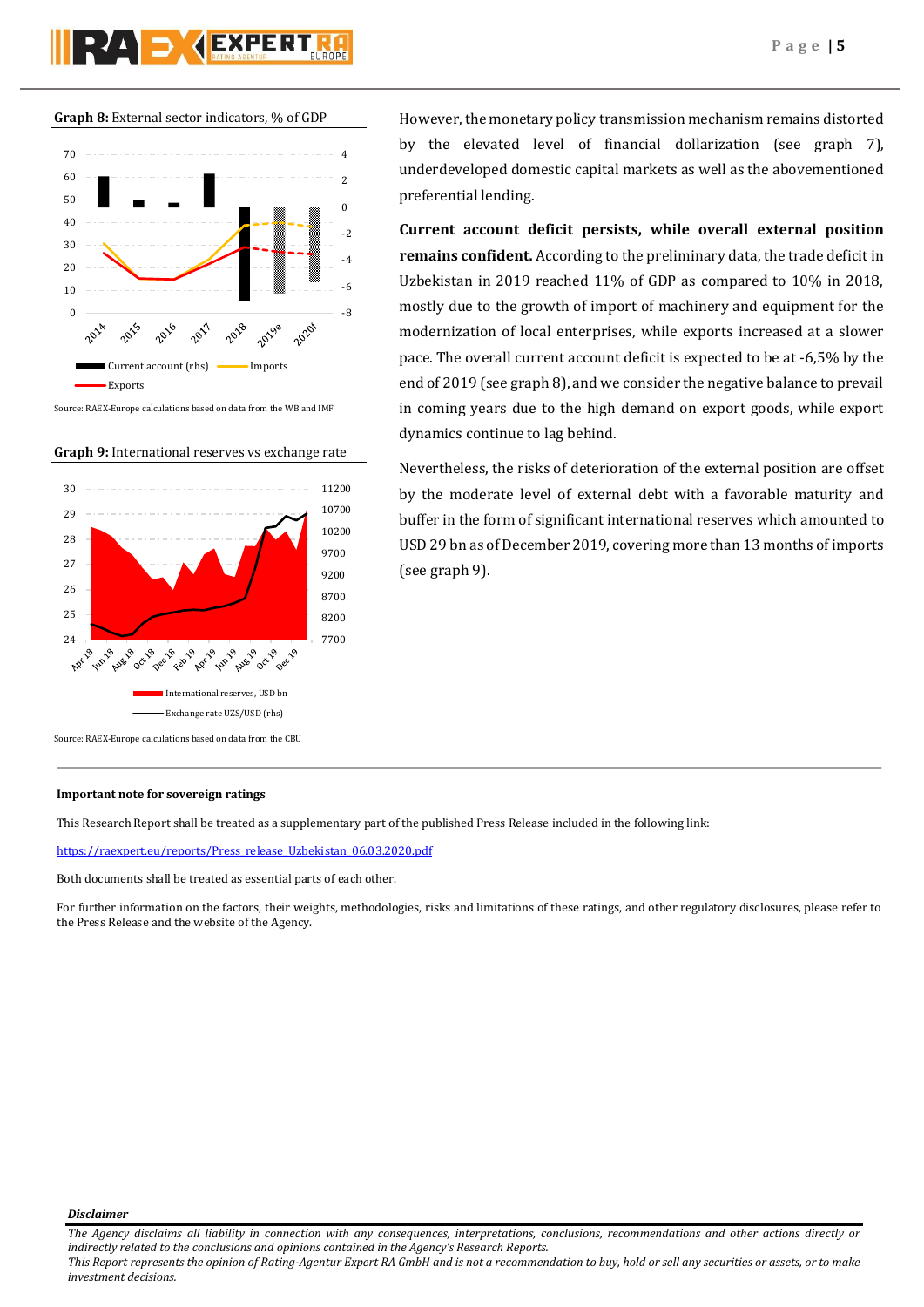**Graph 8:** External sector indicators, % of GDP

70
60
50
40
30
20
10
0

4
2
0
-2
-4
-6
-8

2014
2015
2016
2017
2018
2019e
2020f

Current account (rhs)
Imports
Exports

Source: RAEX-Europe calculations based on data from the WB and IMF

**Graph 9:** International reserves vs exchange rate

30
29
28
27
26
25
24

11200
10700
10200
9700
9200
8700
8200
7700

Apr 18
Jun 18
Aug 18
Oct 18
Dec 18
Feb 19
Apr 19
Jun 19
Aug 19
Oct 19
Dec 19

International reserves, USD bn
Exchange rate UZS/USD (rhs)

Source: RAEX-Europe calculations based on data from the CBU

However, the monetary policy transmission mechanism remains distorted by the elevated level of financial dollarization (see graph 7), underdeveloped domestic capital markets as well as the abovementioned preferential lending.

**Current account deficit persists, while overall external position remains confident.** According to the preliminary data, the trade deficit in Uzbekistan in 2019 reached 11% of GDP as compared to 10% in 2018, mostly due to the growth of import of machinery and equipment for the modernization of local enterprises, while exports increased at a slower pace. The overall current account deficit is expected to be at -6,5% by the end of 2019 (see graph 8), and we consider the negative balance to prevail in coming years due to the high demand on export goods, while export dynamics continue to lag behind.

Nevertheless, the risks of deterioration of the external position are offset by the moderate level of external debt with a favorable maturity and buffer in the form of significant international reserves which amounted to USD 29 bn as of December 2019, covering more than 13 months of imports (see graph 9).

**Important note for sovereign ratings**

This Research Report shall be treated as a supplementary part of the published Press Release included in the following link:

https://raexpert.eu/reports/Press_release_Uzbekistan_06.03.2020.pdf

Both documents shall be treated as essential parts of each other.

For further information on the factors, their weights, methodologies, risks and limitations of these ratings, and other regulatory disclosures, please refer to the Press Release and the website of the Agency.

***Disclaimer***

*The Agency disclaims all liability in connection with any consequences, interpretations, conclusions, recommendations and other actions directly or indirectly related to the conclusions and opinions contained in the Agency's Research Reports.*
*This Report represents the opinion of Rating-Agentur Expert RA GmbH and is not a recommendation to buy, hold or sell any securities or assets, or to make investment decisions.*